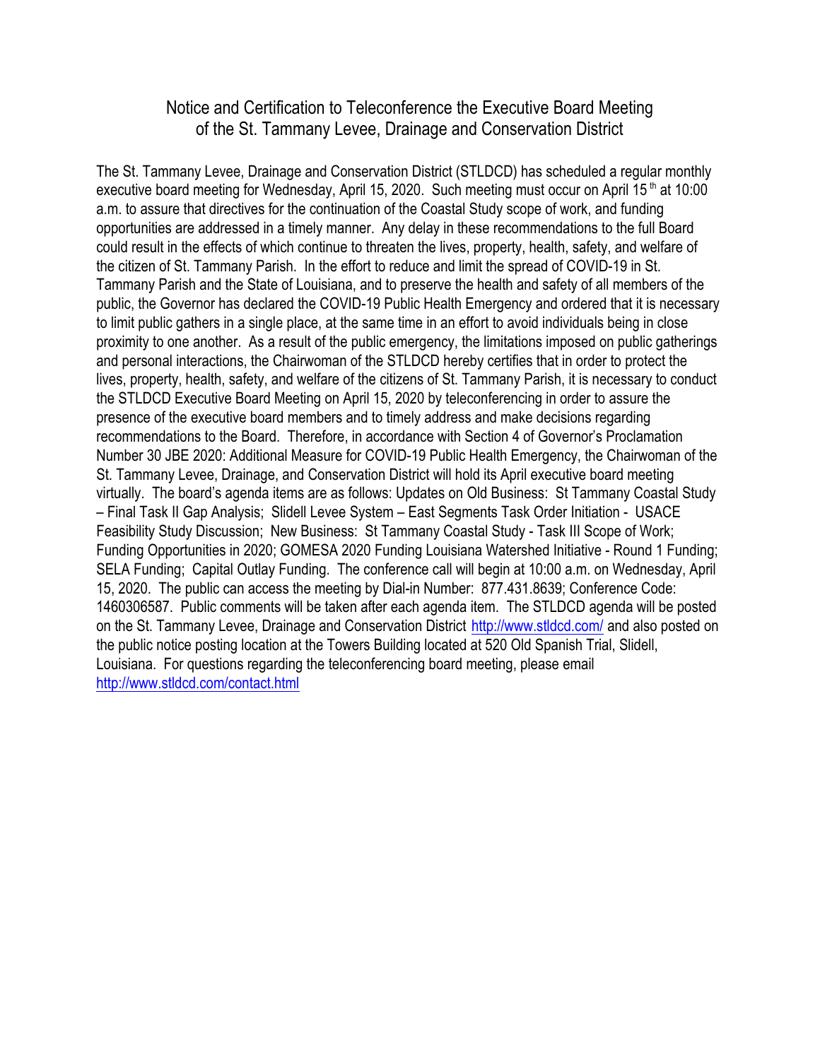# Notice and Certification to Teleconference the Executive Board Meeting of the St. Tammany Levee, Drainage and Conservation District

The St. Tammany Levee, Drainage and Conservation District (STLDCD) has scheduled a regular monthly executive board meeting for Wednesday, April 15, 2020. Such meeting must occur on April 15 th at 10:00 a.m. to assure that directives for the continuation of the Coastal Study scope of work, and funding opportunities are addressed in a timely manner. Any delay in these recommendations to the full Board could result in the effects of which continue to threaten the lives, property, health, safety, and welfare of the citizen of St. Tammany Parish. In the effort to reduce and limit the spread of COVID-19 in St. Tammany Parish and the State of Louisiana, and to preserve the health and safety of all members of the public, the Governor has declared the COVID-19 Public Health Emergency and ordered that it is necessary to limit public gathers in a single place, at the same time in an effort to avoid individuals being in close proximity to one another. As a result of the public emergency, the limitations imposed on public gatherings and personal interactions, the Chairwoman of the STLDCD hereby certifies that in order to protect the lives, property, health, safety, and welfare of the citizens of St. Tammany Parish, it is necessary to conduct the STLDCD Executive Board Meeting on April 15, 2020 by teleconferencing in order to assure the presence of the executive board members and to timely address and make decisions regarding recommendations to the Board. Therefore, in accordance with Section 4 of Governor's Proclamation Number 30 JBE 2020: Additional Measure for COVID-19 Public Health Emergency, the Chairwoman of the St. Tammany Levee, Drainage, and Conservation District will hold its April executive board meeting virtually. The board's agenda items are as follows: Updates on Old Business: St Tammany Coastal Study – Final Task II Gap Analysis; Slidell Levee System – East Segments Task Order Initiation - USACE Feasibility Study Discussion; New Business: St Tammany Coastal Study - Task III Scope of Work; Funding Opportunities in 2020; GOMESA 2020 Funding Louisiana Watershed Initiative - Round 1 Funding; SELA Funding; Capital Outlay Funding. The conference call will begin at 10:00 a.m. on Wednesday, April 15, 2020. The public can access the meeting by Dial-in Number: 877.431.8639; Conference Code: 1460306587. Public comments will be taken after each agenda item. The STLDCD agenda will be posted on the St. Tammany Levee, Drainage and Conservation District http://www.stldcd.com/ and also posted on the public notice posting location at the Towers Building located at 520 Old Spanish Trial, Slidell, Louisiana. For questions regarding the teleconferencing board meeting, please email http://www.stldcd.com/contact.html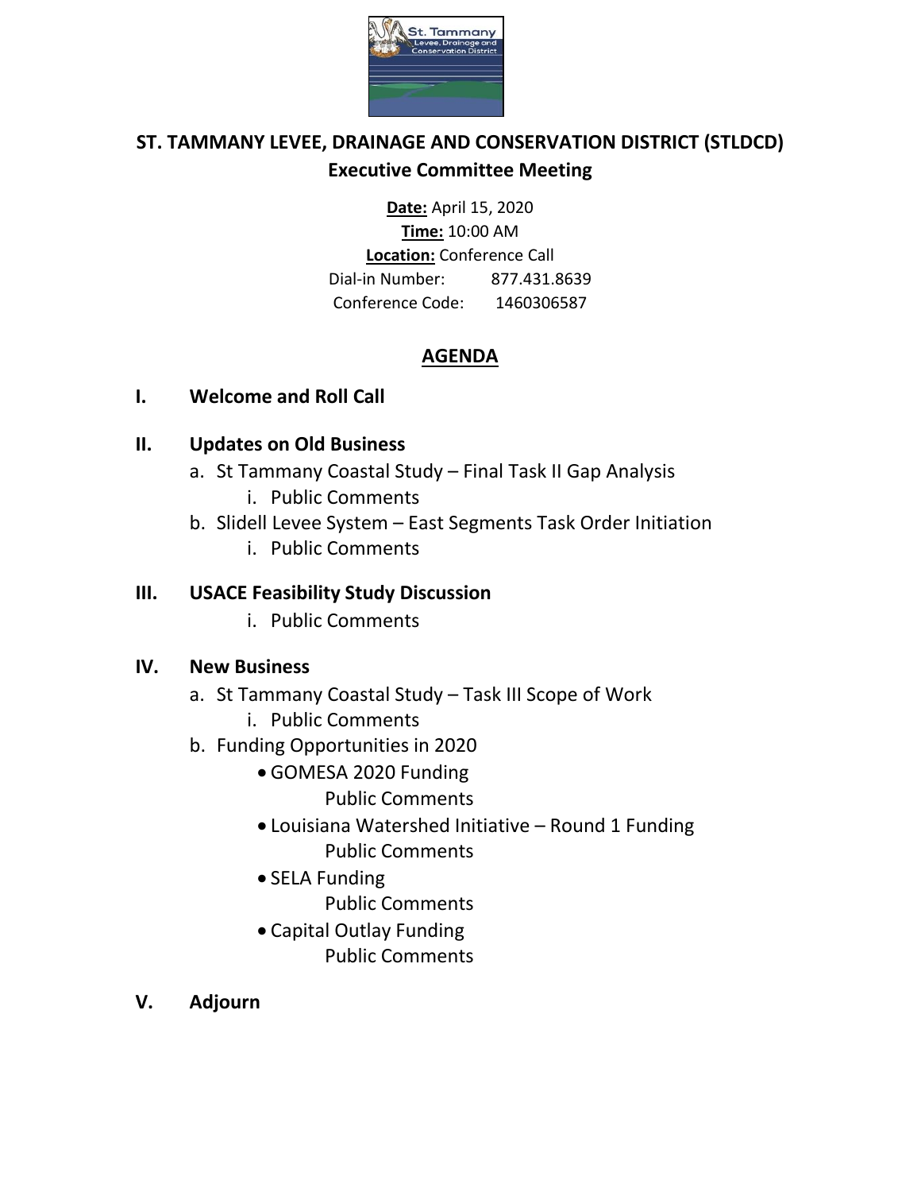# ST. TAMMANY LEVEE, DRAINAGE AND CONSERVATION DISTRICT (STLDCD)

## Executive Committee Meeting

**Date:** April 15, 2020
**Time:** 10:00 AM
**Location:** Conference Call
Dial-in Number: 877.431.8639
Conference Code: 1460306587

## AGENDA

**I. Welcome and Roll Call**

**II. Updates on Old Business**

a. St Tammany Coastal Study – Final Task II Gap Analysis
  i. Public Comments

b. Slidell Levee System – East Segments Task Order Initiation
  i. Public Comments

**III. USACE Feasibility Study Discussion**

  i. Public Comments

**IV. New Business**

a. St Tammany Coastal Study – Task III Scope of Work
  i. Public Comments

b. Funding Opportunities in 2020

- GOMESA 2020 Funding
  Public Comments
- Louisiana Watershed Initiative – Round 1 Funding
  Public Comments
- SELA Funding
  Public Comments
- Capital Outlay Funding
  Public Comments

**V. Adjourn**